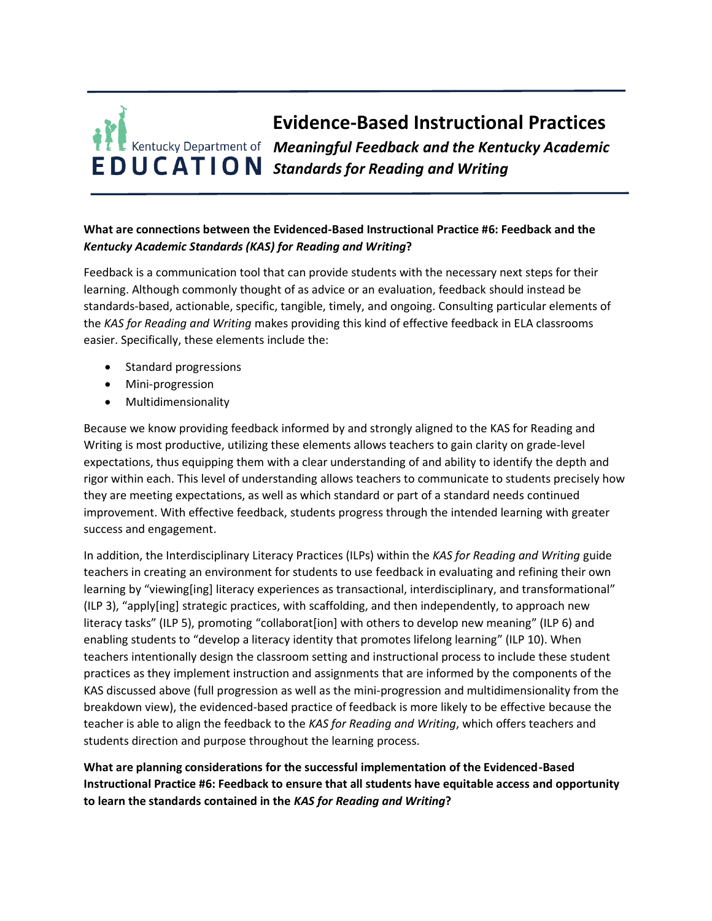Kentucky Department of EDUCATION

# Evidence-Based Instructional Practices

## *Meaningful Feedback and the Kentucky Academic Standards for Reading and Writing*

**What are connections between the Evidenced-Based Instructional Practice #6: Feedback and the *Kentucky Academic Standards (KAS) for Reading and Writing*?**

Feedback is a communication tool that can provide students with the necessary next steps for their learning. Although commonly thought of as advice or an evaluation, feedback should instead be standards-based, actionable, specific, tangible, timely, and ongoing. Consulting particular elements of the *KAS for Reading and Writing* makes providing this kind of effective feedback in ELA classrooms easier. Specifically, these elements include the:

- Standard progressions
- Mini-progression
- Multidimensionality

Because we know providing feedback informed by and strongly aligned to the KAS for Reading and Writing is most productive, utilizing these elements allows teachers to gain clarity on grade-level expectations, thus equipping them with a clear understanding of and ability to identify the depth and rigor within each. This level of understanding allows teachers to communicate to students precisely how they are meeting expectations, as well as which standard or part of a standard needs continued improvement. With effective feedback, students progress through the intended learning with greater success and engagement.

In addition, the Interdisciplinary Literacy Practices (ILPs) within the *KAS for Reading and Writing* guide teachers in creating an environment for students to use feedback in evaluating and refining their own learning by "viewing[ing] literacy experiences as transactional, interdisciplinary, and transformational" (ILP 3), "apply[ing] strategic practices, with scaffolding, and then independently, to approach new literacy tasks" (ILP 5), promoting "collaborat[ion] with others to develop new meaning" (ILP 6) and enabling students to "develop a literacy identity that promotes lifelong learning" (ILP 10). When teachers intentionally design the classroom setting and instructional process to include these student practices as they implement instruction and assignments that are informed by the components of the KAS discussed above (full progression as well as the mini-progression and multidimensionality from the breakdown view), the evidenced-based practice of feedback is more likely to be effective because the teacher is able to align the feedback to the *KAS for Reading and Writing*, which offers teachers and students direction and purpose throughout the learning process.

**What are planning considerations for the successful implementation of the Evidenced-Based Instructional Practice #6: Feedback to ensure that all students have equitable access and opportunity to learn the standards contained in the *KAS for Reading and Writing*?**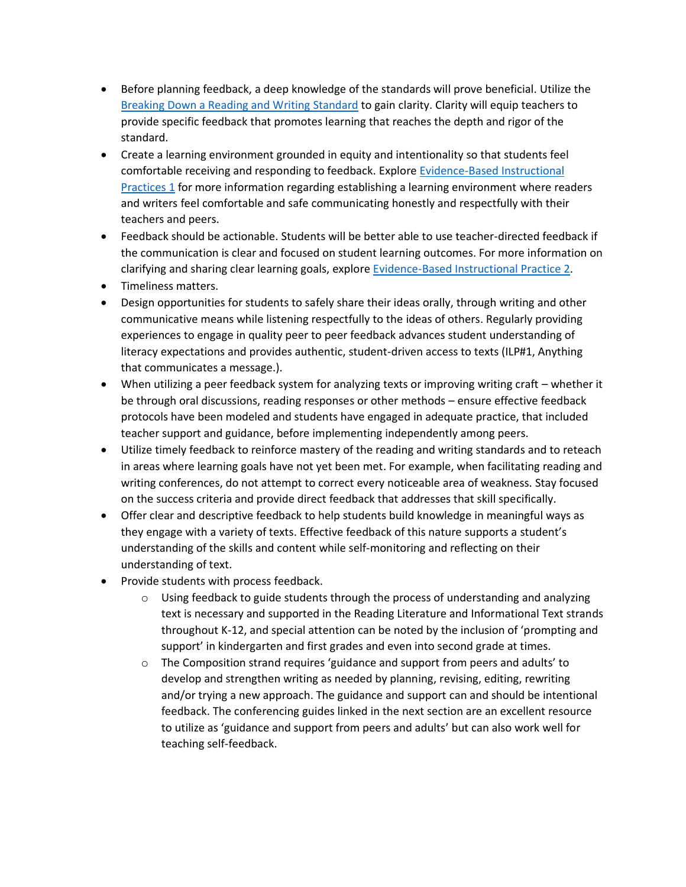- Before planning feedback, a deep knowledge of the standards will prove beneficial. Utilize the Breaking Down a Reading and Writing Standard to gain clarity. Clarity will equip teachers to provide specific feedback that promotes learning that reaches the depth and rigor of the standard.
- Create a learning environment grounded in equity and intentionality so that students feel comfortable receiving and responding to feedback. Explore Evidence-Based Instructional Practices 1 for more information regarding establishing a learning environment where readers and writers feel comfortable and safe communicating honestly and respectfully with their teachers and peers.
- Feedback should be actionable. Students will be better able to use teacher-directed feedback if the communication is clear and focused on student learning outcomes. For more information on clarifying and sharing clear learning goals, explore Evidence-Based Instructional Practice 2.
- Timeliness matters.
- Design opportunities for students to safely share their ideas orally, through writing and other communicative means while listening respectfully to the ideas of others. Regularly providing experiences to engage in quality peer to peer feedback advances student understanding of literacy expectations and provides authentic, student-driven access to texts (ILP#1, Anything that communicates a message.).
- When utilizing a peer feedback system for analyzing texts or improving writing craft – whether it be through oral discussions, reading responses or other methods – ensure effective feedback protocols have been modeled and students have engaged in adequate practice, that included teacher support and guidance, before implementing independently among peers.
- Utilize timely feedback to reinforce mastery of the reading and writing standards and to reteach in areas where learning goals have not yet been met. For example, when facilitating reading and writing conferences, do not attempt to correct every noticeable area of weakness. Stay focused on the success criteria and provide direct feedback that addresses that skill specifically.
- Offer clear and descriptive feedback to help students build knowledge in meaningful ways as they engage with a variety of texts. Effective feedback of this nature supports a student's understanding of the skills and content while self-monitoring and reflecting on their understanding of text.
- Provide students with process feedback.
  - Using feedback to guide students through the process of understanding and analyzing text is necessary and supported in the Reading Literature and Informational Text strands throughout K-12, and special attention can be noted by the inclusion of 'prompting and support' in kindergarten and first grades and even into second grade at times.
  - The Composition strand requires 'guidance and support from peers and adults' to develop and strengthen writing as needed by planning, revising, editing, rewriting and/or trying a new approach. The guidance and support can and should be intentional feedback. The conferencing guides linked in the next section are an excellent resource to utilize as 'guidance and support from peers and adults' but can also work well for teaching self-feedback.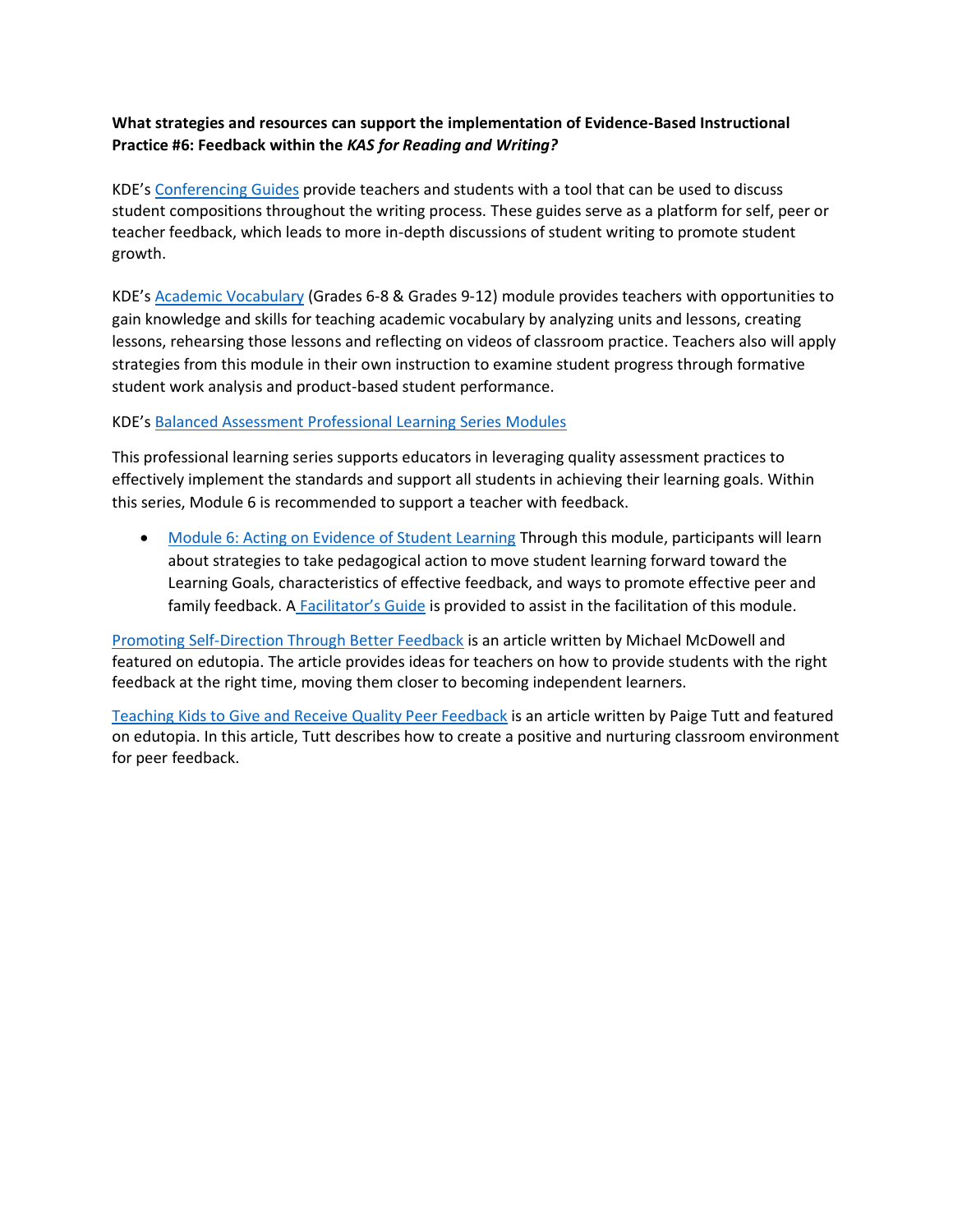**What strategies and resources can support the implementation of Evidence-Based Instructional Practice #6: Feedback within the *KAS for Reading and Writing?***

KDE's Conferencing Guides provide teachers and students with a tool that can be used to discuss student compositions throughout the writing process. These guides serve as a platform for self, peer or teacher feedback, which leads to more in-depth discussions of student writing to promote student growth.

KDE's Academic Vocabulary (Grades 6-8 & Grades 9-12) module provides teachers with opportunities to gain knowledge and skills for teaching academic vocabulary by analyzing units and lessons, creating lessons, rehearsing those lessons and reflecting on videos of classroom practice. Teachers also will apply strategies from this module in their own instruction to examine student progress through formative student work analysis and product-based student performance.

KDE's Balanced Assessment Professional Learning Series Modules

This professional learning series supports educators in leveraging quality assessment practices to effectively implement the standards and support all students in achieving their learning goals. Within this series, Module 6 is recommended to support a teacher with feedback.

- Module 6: Acting on Evidence of Student Learning Through this module, participants will learn about strategies to take pedagogical action to move student learning forward toward the Learning Goals, characteristics of effective feedback, and ways to promote effective peer and family feedback. A Facilitator's Guide is provided to assist in the facilitation of this module.

Promoting Self-Direction Through Better Feedback is an article written by Michael McDowell and featured on edutopia. The article provides ideas for teachers on how to provide students with the right feedback at the right time, moving them closer to becoming independent learners.

Teaching Kids to Give and Receive Quality Peer Feedback is an article written by Paige Tutt and featured on edutopia. In this article, Tutt describes how to create a positive and nurturing classroom environment for peer feedback.